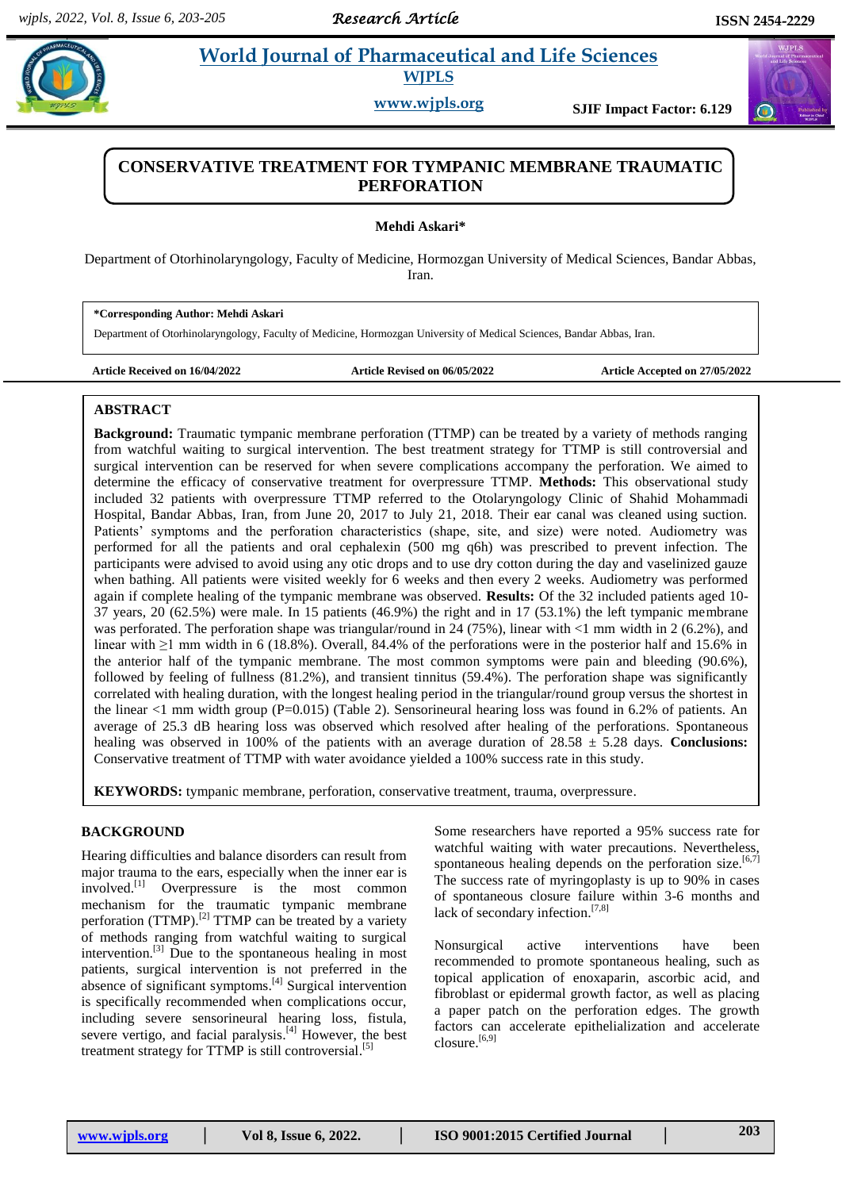# CONSERVATIVE TREATMENT FOR TYMPANIC MEMBRANE TRAUMATIC PERFORATION

**Mehdi Askari***

Department of Otorhinolaryngology, Faculty of Medicine, Hormozgan University of Medical Sciences, Bandar Abbas, Iran.

**\*Corresponding Author: Mehdi Askari**

Department of Otorhinolaryngology, Faculty of Medicine, Hormozgan University of Medical Sciences, Bandar Abbas, Iran.

**Article Received on 16/04/2022** | **Article Revised on 06/05/2022** | **Article Accepted on 27/05/2022**

## ABSTRACT

**Background:** Traumatic tympanic membrane perforation (TTMP) can be treated by a variety of methods ranging from watchful waiting to surgical intervention. The best treatment strategy for TTMP is still controversial and surgical intervention can be reserved for when severe complications accompany the perforation. We aimed to determine the efficacy of conservative treatment for overpressure TTMP. **Methods:** This observational study included 32 patients with overpressure TTMP referred to the Otolaryngology Clinic of Shahid Mohammadi Hospital, Bandar Abbas, Iran, from June 20, 2017 to July 21, 2018. Their ear canal was cleaned using suction. Patients' symptoms and the perforation characteristics (shape, site, and size) were noted. Audiometry was performed for all the patients and oral cephalexin (500 mg q6h) was prescribed to prevent infection. The participants were advised to avoid using any otic drops and to use dry cotton during the day and vaselinized gauze when bathing. All patients were visited weekly for 6 weeks and then every 2 weeks. Audiometry was performed again if complete healing of the tympanic membrane was observed. **Results:** Of the 32 included patients aged 10-37 years, 20 (62.5%) were male. In 15 patients (46.9%) the right and in 17 (53.1%) the left tympanic membrane was perforated. The perforation shape was triangular/round in 24 (75%), linear with <1 mm width in 2 (6.2%), and linear with ≥1 mm width in 6 (18.8%). Overall, 84.4% of the perforations were in the posterior half and 15.6% in the anterior half of the tympanic membrane. The most common symptoms were pain and bleeding (90.6%), followed by feeling of fullness (81.2%), and transient tinnitus (59.4%). The perforation shape was significantly correlated with healing duration, with the longest healing period in the triangular/round group versus the shortest in the linear <1 mm width group (P=0.015) (Table 2). Sensorineural hearing loss was found in 6.2% of patients. An average of 25.3 dB hearing loss was observed which resolved after healing of the perforations. Spontaneous healing was observed in 100% of the patients with an average duration of 28.58 ± 5.28 days. **Conclusions:** Conservative treatment of TTMP with water avoidance yielded a 100% success rate in this study.

**KEYWORDS:** tympanic membrane, perforation, conservative treatment, trauma, overpressure.

## BACKGROUND

Hearing difficulties and balance disorders can result from major trauma to the ears, especially when the inner ear is involved.[1] Overpressure is the most common mechanism for the traumatic tympanic membrane perforation (TTMP).[2] TTMP can be treated by a variety of methods ranging from watchful waiting to surgical intervention.[3] Due to the spontaneous healing in most patients, surgical intervention is not preferred in the absence of significant symptoms.[4] Surgical intervention is specifically recommended when complications occur, including severe sensorineural hearing loss, fistula, severe vertigo, and facial paralysis.[4] However, the best treatment strategy for TTMP is still controversial.[5]

Some researchers have reported a 95% success rate for watchful waiting with water precautions. Nevertheless, spontaneous healing depends on the perforation size.[6,7] The success rate of myringoplasty is up to 90% in cases of spontaneous closure failure within 3-6 months and lack of secondary infection.[7,8]

Nonsurgical active interventions have been recommended to promote spontaneous healing, such as topical application of enoxaparin, ascorbic acid, and fibroblast or epidermal growth factor, as well as placing a paper patch on the perforation edges. The growth factors can accelerate epithelialization and accelerate closure.[6,9]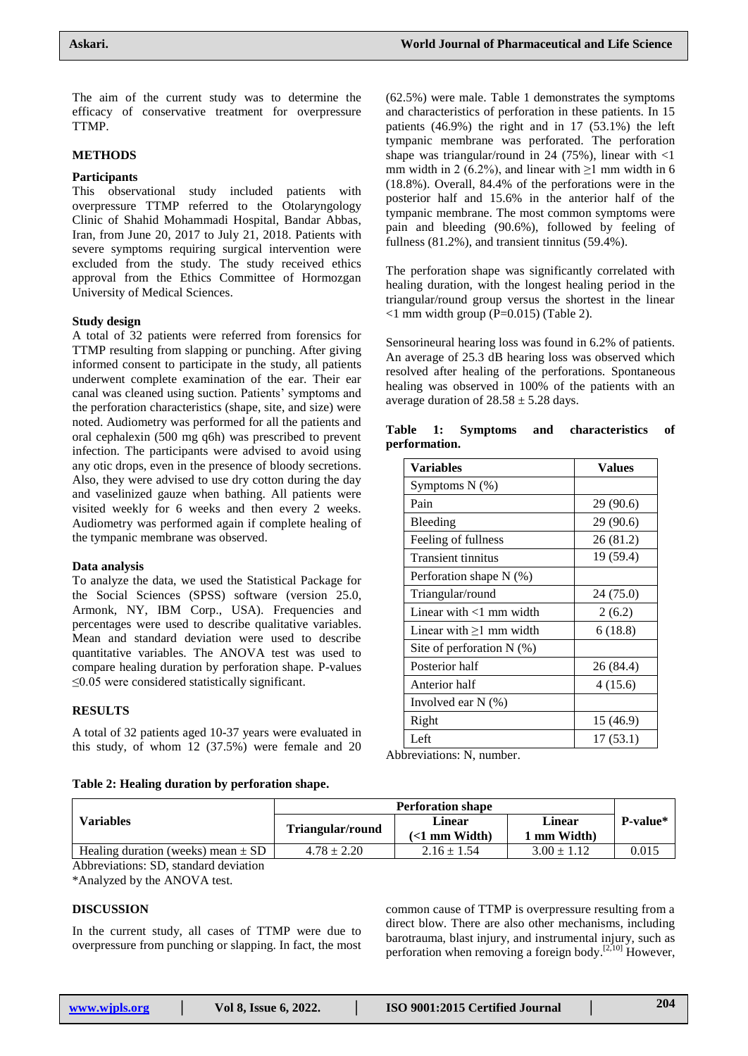The aim of the current study was to determine the efficacy of conservative treatment for overpressure TTMP.

## METHODS

### Participants

This observational study included patients with overpressure TTMP referred to the Otolaryngology Clinic of Shahid Mohammadi Hospital, Bandar Abbas, Iran, from June 20, 2017 to July 21, 2018. Patients with severe symptoms requiring surgical intervention were excluded from the study. The study received ethics approval from the Ethics Committee of Hormozgan University of Medical Sciences.

### Study design

A total of 32 patients were referred from forensics for TTMP resulting from slapping or punching. After giving informed consent to participate in the study, all patients underwent complete examination of the ear. Their ear canal was cleaned using suction. Patients' symptoms and the perforation characteristics (shape, site, and size) were noted. Audiometry was performed for all the patients and oral cephalexin (500 mg q6h) was prescribed to prevent infection. The participants were advised to avoid using any otic drops, even in the presence of bloody secretions. Also, they were advised to use dry cotton during the day and vaselinized gauze when bathing. All patients were visited weekly for 6 weeks and then every 2 weeks. Audiometry was performed again if complete healing of the tympanic membrane was observed.

### Data analysis

To analyze the data, we used the Statistical Package for the Social Sciences (SPSS) software (version 25.0, Armonk, NY, IBM Corp., USA). Frequencies and percentages were used to describe qualitative variables. Mean and standard deviation were used to describe quantitative variables. The ANOVA test was used to compare healing duration by perforation shape. P-values ≤0.05 were considered statistically significant.

## RESULTS

A total of 32 patients aged 10-37 years were evaluated in this study, of whom 12 (37.5%) were female and 20 (62.5%) were male. Table 1 demonstrates the symptoms and characteristics of perforation in these patients. In 15 patients (46.9%) the right and in 17 (53.1%) the left tympanic membrane was perforated. The perforation shape was triangular/round in 24 (75%), linear with <1 mm width in 2 (6.2%), and linear with ≥1 mm width in 6 (18.8%). Overall, 84.4% of the perforations were in the posterior half and 15.6% in the anterior half of the tympanic membrane. The most common symptoms were pain and bleeding (90.6%), followed by feeling of fullness (81.2%), and transient tinnitus (59.4%).

The perforation shape was significantly correlated with healing duration, with the longest healing period in the triangular/round group versus the shortest in the linear <1 mm width group (P=0.015) (Table 2).

Sensorineural hearing loss was found in 6.2% of patients. An average of 25.3 dB hearing loss was observed which resolved after healing of the perforations. Spontaneous healing was observed in 100% of the patients with an average duration of 28.58 ± 5.28 days.

**Table 1: Symptoms and characteristics of performation.**

| Variables | Values |
|---|---|
| Symptoms N (%) | |
| Pain | 29 (90.6) |
| Bleeding | 29 (90.6) |
| Feeling of fullness | 26 (81.2) |
| Transient tinnitus | 19 (59.4) |
| Perforation shape N (%) | |
| Triangular/round | 24 (75.0) |
| Linear with <1 mm width | 2 (6.2) |
| Linear with ≥1 mm width | 6 (18.8) |
| Site of perforation N (%) | |
| Posterior half | 26 (84.4) |
| Anterior half | 4 (15.6) |
| Involved ear N (%) | |
| Right | 15 (46.9) |
| Left | 17 (53.1) |

Abbreviations: N, number.

**Table 2: Healing duration by perforation shape.**

| Variables | Perforation shape | | | P-value* |
|---|---|---|---|---|
| | Triangular/round | Linear (<1 mm Width) | Linear 1 mm Width) | |
| Healing duration (weeks) mean ± SD | 4.78 ± 2.20 | 2.16 ± 1.54 | 3.00 ± 1.12 | 0.015 |

Abbreviations: SD, standard deviation

*Analyzed by the ANOVA test.

## DISCUSSION

In the current study, all cases of TTMP were due to overpressure from punching or slapping. In fact, the most common cause of TTMP is overpressure resulting from a direct blow. There are also other mechanisms, including barotrauma, blast injury, and instrumental injury, such as perforation when removing a foreign body.[2,10] However,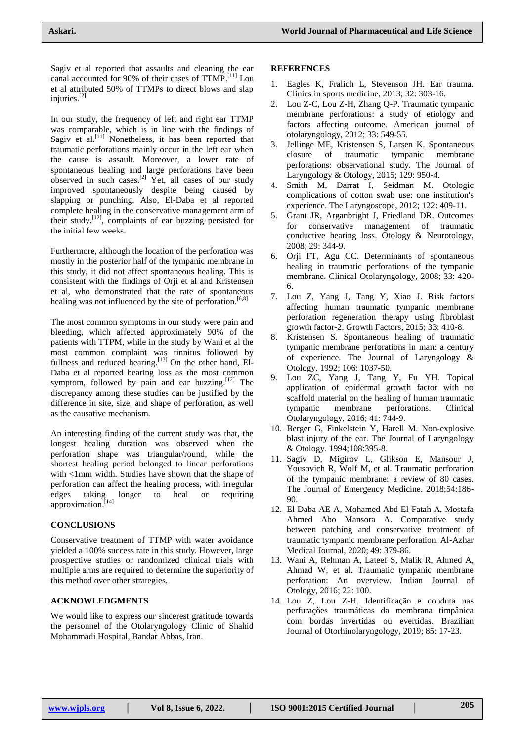Sagiv et al reported that assaults and cleaning the ear canal accounted for 90% of their cases of TTMP.[11] Lou et al attributed 50% of TTMPs to direct blows and slap injuries.[2]

In our study, the frequency of left and right ear TTMP was comparable, which is in line with the findings of Sagiv et al.[11] Nonetheless, it has been reported that traumatic perforations mainly occur in the left ear when the cause is assault. Moreover, a lower rate of spontaneous healing and large perforations have been observed in such cases.[2] Yet, all cases of our study improved spontaneously despite being caused by slapping or punching. Also, El-Daba et al reported complete healing in the conservative management arm of their study.[12], complaints of ear buzzing persisted for the initial few weeks.

Furthermore, although the location of the perforation was mostly in the posterior half of the tympanic membrane in this study, it did not affect spontaneous healing. This is consistent with the findings of Orji et al and Kristensen et al, who demonstrated that the rate of spontaneous healing was not influenced by the site of perforation.[6,8]

The most common symptoms in our study were pain and bleeding, which affected approximately 90% of the patients with TTPM, while in the study by Wani et al the most common complaint was tinnitus followed by fullness and reduced hearing.[13] On the other hand, El-Daba et al reported hearing loss as the most common symptom, followed by pain and ear buzzing.[12] The discrepancy among these studies can be justified by the difference in site, size, and shape of perforation, as well as the causative mechanism.

An interesting finding of the current study was that, the longest healing duration was observed when the perforation shape was triangular/round, while the shortest healing period belonged to linear perforations with <1mm width. Studies have shown that the shape of perforation can affect the healing process, with irregular edges taking longer to heal or requiring approximation.[14]

## CONCLUSIONS

Conservative treatment of TTMP with water avoidance yielded a 100% success rate in this study. However, large prospective studies or randomized clinical trials with multiple arms are required to determine the superiority of this method over other strategies.

## ACKNOWLEDGMENTS

We would like to express our sincerest gratitude towards the personnel of the Otolaryngology Clinic of Shahid Mohammadi Hospital, Bandar Abbas, Iran.

## REFERENCES

1. Eagles K, Fralich L, Stevenson JH. Ear trauma. Clinics in sports medicine, 2013; 32: 303-16.
2. Lou Z-C, Lou Z-H, Zhang Q-P. Traumatic tympanic membrane perforations: a study of etiology and factors affecting outcome. American journal of otolaryngology, 2012; 33: 549-55.
3. Jellinge ME, Kristensen S, Larsen K. Spontaneous closure of traumatic tympanic membrane perforations: observational study. The Journal of Laryngology & Otology, 2015; 129: 950-4.
4. Smith M, Darrat I, Seidman M. Otologic complications of cotton swab use: one institution's experience. The Laryngoscope, 2012; 122: 409-11.
5. Grant JR, Arganbright J, Friedland DR. Outcomes for conservative management of traumatic conductive hearing loss. Otology & Neurotology, 2008; 29: 344-9.
6. Orji FT, Agu CC. Determinants of spontaneous healing in traumatic perforations of the tympanic membrane. Clinical Otolaryngology, 2008; 33: 420-6.
7. Lou Z, Yang J, Tang Y, Xiao J. Risk factors affecting human traumatic tympanic membrane perforation regeneration therapy using fibroblast growth factor-2. Growth Factors, 2015; 33: 410-8.
8. Kristensen S. Spontaneous healing of traumatic tympanic membrane perforations in man: a century of experience. The Journal of Laryngology & Otology, 1992; 106: 1037-50.
9. Lou ZC, Yang J, Tang Y, Fu YH. Topical application of epidermal growth factor with no scaffold material on the healing of human traumatic tympanic membrane perforations. Clinical Otolaryngology, 2016; 41: 744-9.
10. Berger G, Finkelstein Y, Harell M. Non-explosive blast injury of the ear. The Journal of Laryngology & Otology. 1994;108:395-8.
11. Sagiv D, Migirov L, Glikson E, Mansour J, Yousovich R, Wolf M, et al. Traumatic perforation of the tympanic membrane: a review of 80 cases. The Journal of Emergency Medicine. 2018;54:186-90.
12. El-Daba AE-A, Mohamed Abd El-Fatah A, Mostafa Ahmed Abo Mansora A. Comparative study between patching and conservative treatment of traumatic tympanic membrane perforation. Al-Azhar Medical Journal, 2020; 49: 379-86.
13. Wani A, Rehman A, Lateef S, Malik R, Ahmed A, Ahmad W, et al. Traumatic tympanic membrane perforation: An overview. Indian Journal of Otology, 2016; 22: 100.
14. Lou Z, Lou Z-H. Identificação e conduta nas perfurações traumáticas da membrana timpânica com bordas invertidas ou evertidas. Brazilian Journal of Otorhinolaryngology, 2019; 85: 17-23.